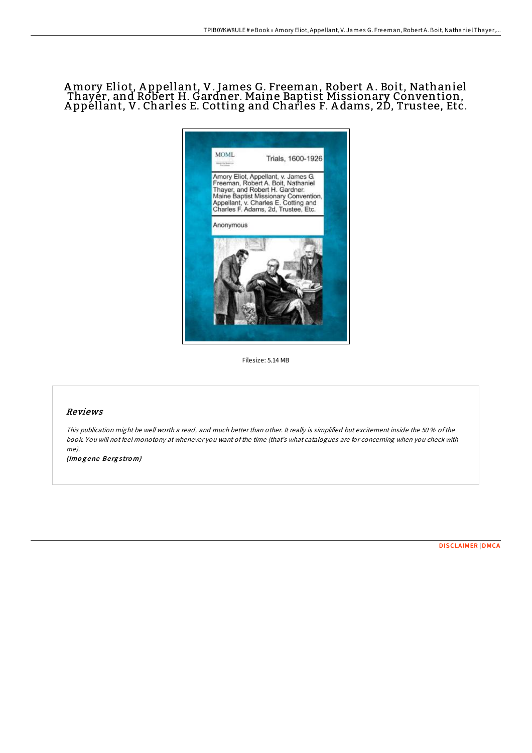# Amory Eliot, Appellant, V. James G. Freeman, Robert A. Boit, Nathaniel Thayer, and Robert H. Gardner. Maine Baptist Missionary Convention, Appellant, V. Charles E. Cotting and Charles F. Adams, 2D, Trustee, Etc.

Filesize: 5.14 MB

## Reviews

*This publication might be well worth a read, and much better than other. It really is simplified but excitement inside the 50 % of the book. You will not feel monotony at whenever you want of the time (that's what catalogues are for concerning when you check with me).*

*(Imogene Bergstrom)*

DISCLAIMER | DMCA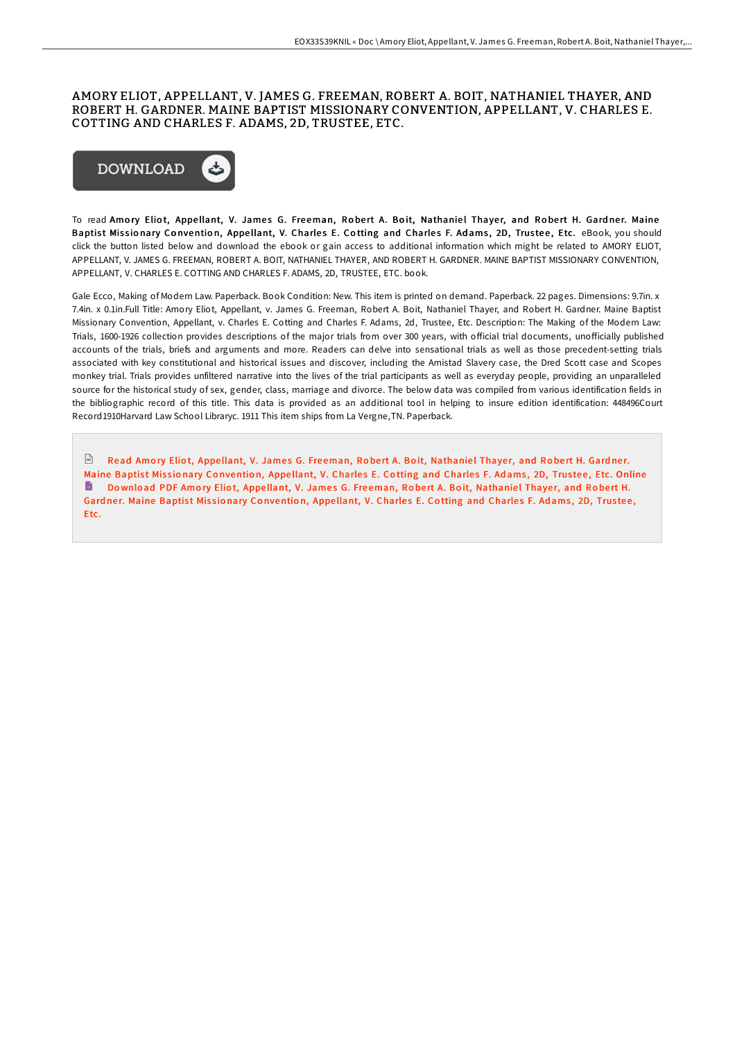# AMORY ELIOT, APPELLANT, V. JAMES G. FREEMAN, ROBERT A. BOIT, NATHANIEL THAYER, AND ROBERT H. GARDNER. MAINE BAPTIST MISSIONARY CONVENTION, APPELLANT, V. CHARLES E. COTTING AND CHARLES F. ADAMS, 2D, TRUSTEE, ETC.

DOWNLOAD

To read **Amory Eliot, Appellant, V. James G. Freeman, Robert A. Boit, Nathaniel Thayer, and Robert H. Gardner. Maine Baptist Missionary Convention, Appellant, V. Charles E. Cotting and Charles F. Adams, 2D, Trustee, Etc.** eBook, you should click the button listed below and download the ebook or gain access to additional information which might be related to AMORY ELIOT, APPELLANT, V. JAMES G. FREEMAN, ROBERT A. BOIT, NATHANIEL THAYER, AND ROBERT H. GARDNER. MAINE BAPTIST MISSIONARY CONVENTION, APPELLANT, V. CHARLES E. COTTING AND CHARLES F. ADAMS, 2D, TRUSTEE, ETC. book.

Gale Ecco, Making of Modern Law. Paperback. Book Condition: New. This item is printed on demand. Paperback. 22 pages. Dimensions: 9.7in. x 7.4in. x 0.1in.Full Title: Amory Eliot, Appellant, v. James G. Freeman, Robert A. Boit, Nathaniel Thayer, and Robert H. Gardner. Maine Baptist Missionary Convention, Appellant, v. Charles E. Cotting and Charles F. Adams, 2d, Trustee, Etc. Description: The Making of the Modern Law: Trials, 1600-1926 collection provides descriptions of the major trials from over 300 years, with official trial documents, unofficially published accounts of the trials, briefs and arguments and more. Readers can delve into sensational trials as well as those precedent-setting trials associated with key constitutional and historical issues and discover, including the Amistad Slavery case, the Dred Scott case and Scopes monkey trial. Trials provides unfiltered narrative into the lives of the trial participants as well as everyday people, providing an unparalleled source for the historical study of sex, gender, class, marriage and divorce. The below data was compiled from various identification fields in the bibliographic record of this title. This data is provided as an additional tool in helping to insure edition identification: 448496Court Record1910Harvard Law School Libraryc. 1911 This item ships from La Vergne,TN. Paperback.

Read Amory Eliot, Appellant, V. James G. Freeman, Robert A. Boit, Nathaniel Thayer, and Robert H. Gardner. Maine Baptist Missionary Convention, Appellant, V. Charles E. Cotting and Charles F. Adams, 2D, Trustee, Etc. Online

Download PDF Amory Eliot, Appellant, V. James G. Freeman, Robert A. Boit, Nathaniel Thayer, and Robert H. Gardner. Maine Baptist Missionary Convention, Appellant, V. Charles E. Cotting and Charles F. Adams, 2D, Trustee, Etc.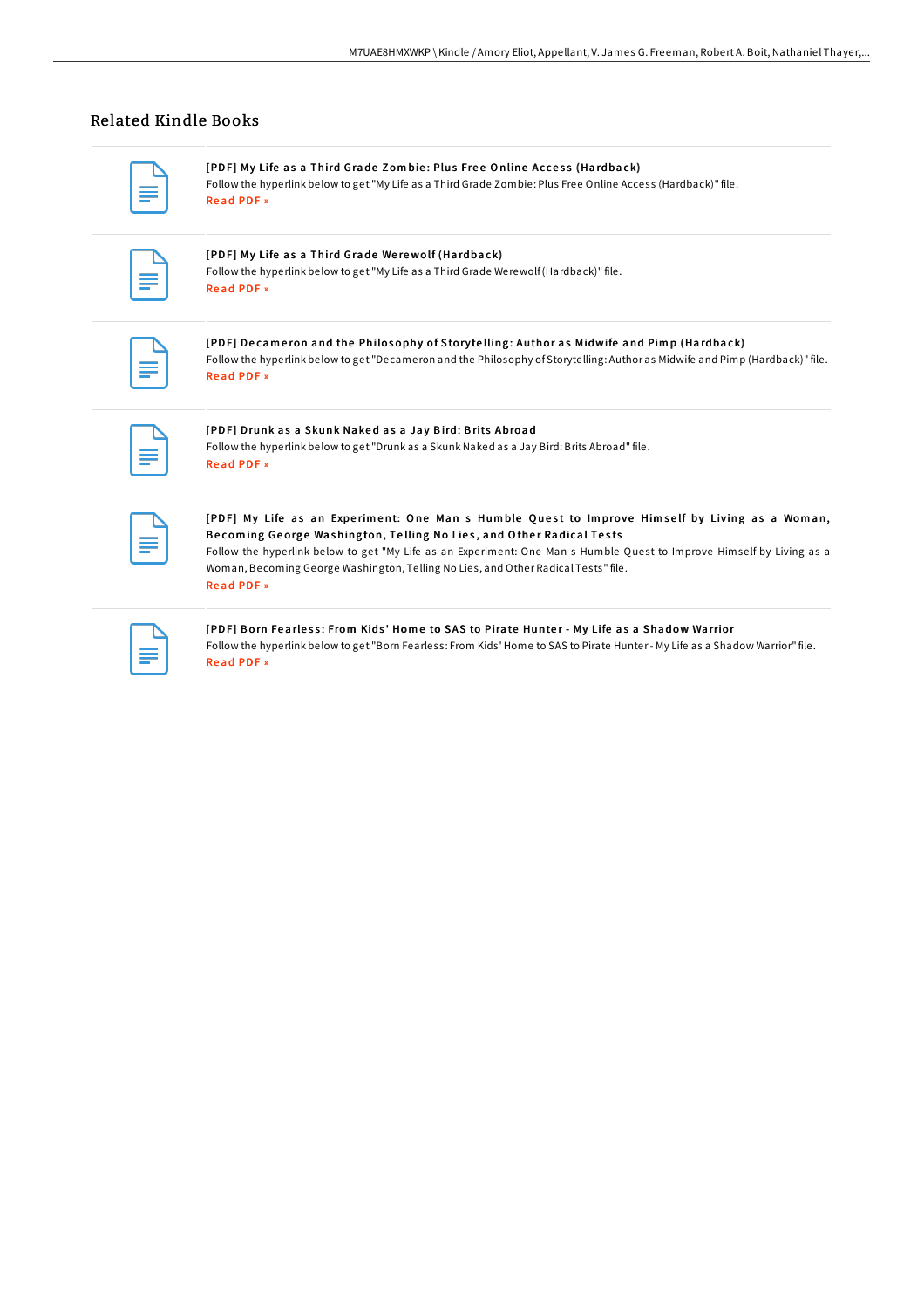## Related Kindle Books

**[PDF] My Life as a Third Grade Zombie: Plus Free Online Access (Hardback)**
Follow the hyperlink below to get "My Life as a Third Grade Zombie: Plus Free Online Access (Hardback)" file.
Read PDF »

**[PDF] My Life as a Third Grade Werewolf (Hardback)**
Follow the hyperlink below to get "My Life as a Third Grade Werewolf (Hardback)" file.
Read PDF »

**[PDF] Decameron and the Philosophy of Storytelling: Author as Midwife and Pimp (Hardback)**
Follow the hyperlink below to get "Decameron and the Philosophy of Storytelling: Author as Midwife and Pimp (Hardback)" file.
Read PDF »

**[PDF] Drunk as a Skunk Naked as a Jay Bird: Brits Abroad**
Follow the hyperlink below to get "Drunk as a Skunk Naked as a Jay Bird: Brits Abroad" file.
Read PDF »

**[PDF] My Life as an Experiment: One Man s Humble Quest to Improve Himself by Living as a Woman, Becoming George Washington, Telling No Lies, and Other Radical Tests**
Follow the hyperlink below to get "My Life as an Experiment: One Man s Humble Quest to Improve Himself by Living as a Woman, Becoming George Washington, Telling No Lies, and Other Radical Tests" file.
Read PDF »

**[PDF] Born Fearless: From Kids' Home to SAS to Pirate Hunter - My Life as a Shadow Warrior**
Follow the hyperlink below to get "Born Fearless: From Kids' Home to SAS to Pirate Hunter - My Life as a Shadow Warrior" file.
Read PDF »